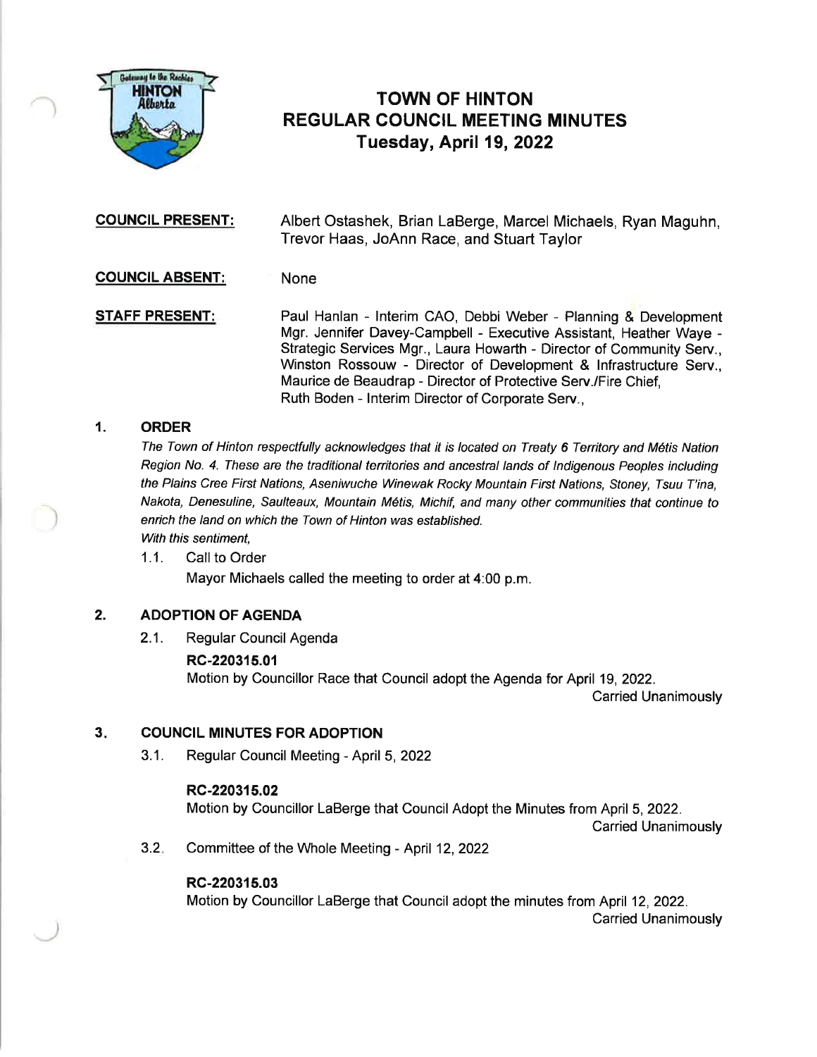# TOWN OF HINTON
## REGULAR COUNCIL MEETING MINUTES
### Tuesday, April 19, 2022

**COUNCIL PRESENT:** Albert Ostashek, Brian LaBerge, Marcel Michaels, Ryan Maguhn, Trevor Haas, JoAnn Race, and Stuart Taylor

**COUNCIL ABSENT:** None

**STAFF PRESENT:** Paul Hanlan - Interim CAO, Debbi Weber - Planning & Development Mgr. Jennifer Davey-Campbell - Executive Assistant, Heather Waye - Strategic Services Mgr., Laura Howarth - Director of Community Serv., Winston Rossouw - Director of Development & Infrastructure Serv., Maurice de Beaudrap - Director of Protective Serv./Fire Chief, Ruth Boden - Interim Director of Corporate Serv.,

## 1. ORDER

*The Town of Hinton respectfully acknowledges that it is located on Treaty 6 Territory and Métis Nation Region No. 4. These are the traditional territories and ancestral lands of Indigenous Peoples including the Plains Cree First Nations, Aseniwuche Winewak Rocky Mountain First Nations, Stoney, Tsuu T'ina, Nakota, Denesuline, Saulteaux, Mountain Métis, Michif, and many other communities that continue to enrich the land on which the Town of Hinton was established.*

*With this sentiment,*

1.1. Call to Order

Mayor Michaels called the meeting to order at 4:00 p.m.

## 2. ADOPTION OF AGENDA

2.1. Regular Council Agenda

**RC-220315.01**

Motion by Councillor Race that Council adopt the Agenda for April 19, 2022.

Carried Unanimously

## 3. COUNCIL MINUTES FOR ADOPTION

3.1. Regular Council Meeting - April 5, 2022

**RC-220315.02**

Motion by Councillor LaBerge that Council Adopt the Minutes from April 5, 2022.

Carried Unanimously

3.2. Committee of the Whole Meeting - April 12, 2022

**RC-220315.03**

Motion by Councillor LaBerge that Council adopt the minutes from April 12, 2022.

Carried Unanimously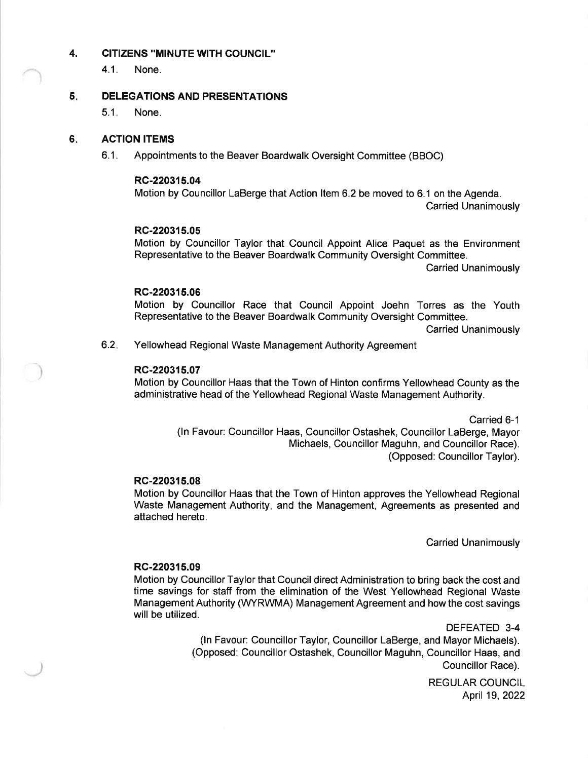## 4. CITIZENS "MINUTE WITH COUNCIL"

4.1. None.

## 5. DELEGATIONS AND PRESENTATIONS

5.1. None.

## 6. ACTION ITEMS

6.1. Appointments to the Beaver Boardwalk Oversight Committee (BBOC)

**RC-220315.04**

Motion by Councillor LaBerge that Action Item 6.2 be moved to 6.1 on the Agenda.

Carried Unanimously

**RC-220315.05**

Motion by Councillor Taylor that Council Appoint Alice Paquet as the Environment Representative to the Beaver Boardwalk Community Oversight Committee.

Carried Unanimously

**RC-220315.06**

Motion by Councillor Race that Council Appoint Joehn Torres as the Youth Representative to the Beaver Boardwalk Community Oversight Committee.

Carried Unanimously

6.2. Yellowhead Regional Waste Management Authority Agreement

**RC-220315.07**

Motion by Councillor Haas that the Town of Hinton confirms Yellowhead County as the administrative head of the Yellowhead Regional Waste Management Authority.

Carried 6-1

(In Favour: Councillor Haas, Councillor Ostashek, Councillor LaBerge, Mayor Michaels, Councillor Maguhn, and Councillor Race).

(Opposed: Councillor Taylor).

**RC-220315.08**

Motion by Councillor Haas that the Town of Hinton approves the Yellowhead Regional Waste Management Authority, and the Management, Agreements as presented and attached hereto.

Carried Unanimously

**RC-220315.09**

Motion by Councillor Taylor that Council direct Administration to bring back the cost and time savings for staff from the elimination of the West Yellowhead Regional Waste Management Authority (WYRWMA) Management Agreement and how the cost savings will be utilized.

DEFEATED 3-4

(In Favour: Councillor Taylor, Councillor LaBerge, and Mayor Michaels).

(Opposed: Councillor Ostashek, Councillor Maguhn, Councillor Haas, and Councillor Race).

REGULAR COUNCIL
April 19, 2022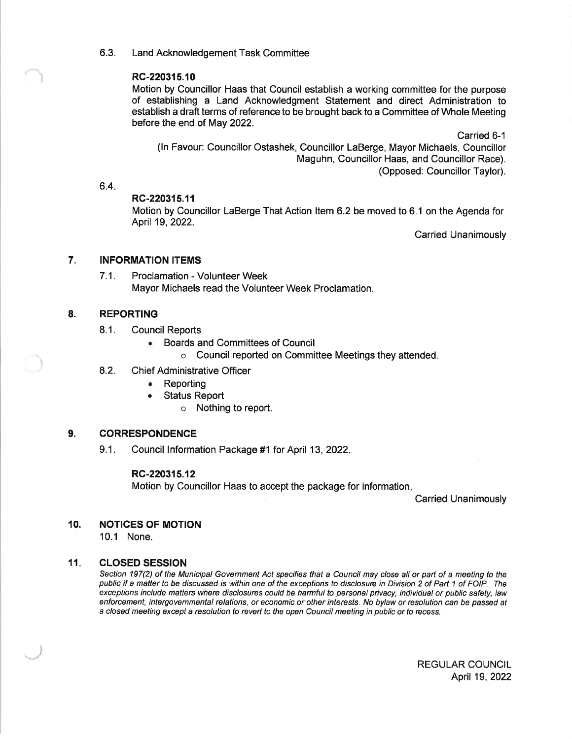6.3. Land Acknowledgement Task Committee

**RC-220315.10**

Motion by Councillor Haas that Council establish a working committee for the purpose of establishing a Land Acknowledgment Statement and direct Administration to establish a draft terms of reference to be brought back to a Committee of Whole Meeting before the end of May 2022.

Carried 6-1

(In Favour: Councillor Ostashek, Councillor LaBerge, Mayor Michaels, Councillor Maguhn, Councillor Haas, and Councillor Race).

(Opposed: Councillor Taylor).

6.4.

**RC-220315.11**

Motion by Councillor LaBerge That Action Item 6.2 be moved to 6.1 on the Agenda for April 19, 2022.

Carried Unanimously

## 7. INFORMATION ITEMS

7.1. Proclamation - Volunteer Week

Mayor Michaels read the Volunteer Week Proclamation.

## 8. REPORTING

8.1. Council Reports

- Boards and Committees of Council
  - Council reported on Committee Meetings they attended.

8.2. Chief Administrative Officer

- Reporting
- Status Report
  - Nothing to report.

## 9. CORRESPONDENCE

9.1. Council Information Package #1 for April 13, 2022.

**RC-220315.12**

Motion by Councillor Haas to accept the package for information.

Carried Unanimously

## 10. NOTICES OF MOTION

10.1 None.

## 11. CLOSED SESSION

*Section 197(2) of the Municipal Government Act specifies that a Council may close all or part of a meeting to the public if a matter to be discussed is within one of the exceptions to disclosure in Division 2 of Part 1 of FOIP. The exceptions include matters where disclosures could be harmful to personal privacy, individual or public safety, law enforcement, intergovernmental relations, or economic or other interests. No bylaw or resolution can be passed at a closed meeting except a resolution to revert to the open Council meeting in public or to recess.*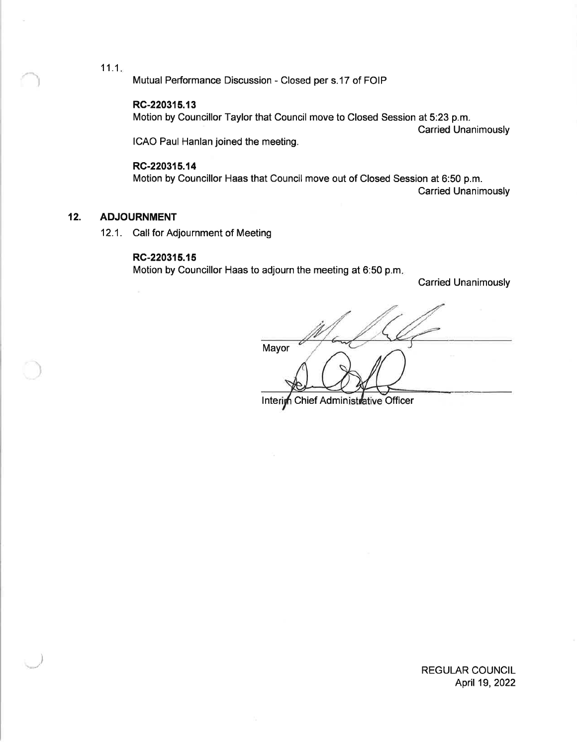11.1. Mutual Performance Discussion - Closed per s.17 of FOIP

**RC-220315.13**

Motion by Councillor Taylor that Council move to Closed Session at 5:23 p.m.

Carried Unanimously

ICAO Paul Hanlan joined the meeting.

**RC-220315.14**

Motion by Councillor Haas that Council move out of Closed Session at 6:50 p.m.

Carried Unanimously

## 12. ADJOURNMENT

12.1. Call for Adjournment of Meeting

**RC-220315.15**

Motion by Councillor Haas to adjourn the meeting at 6:50 p.m.

Carried Unanimously

Mayor

Interim Chief Administrative Officer

REGULAR COUNCIL
April 19, 2022